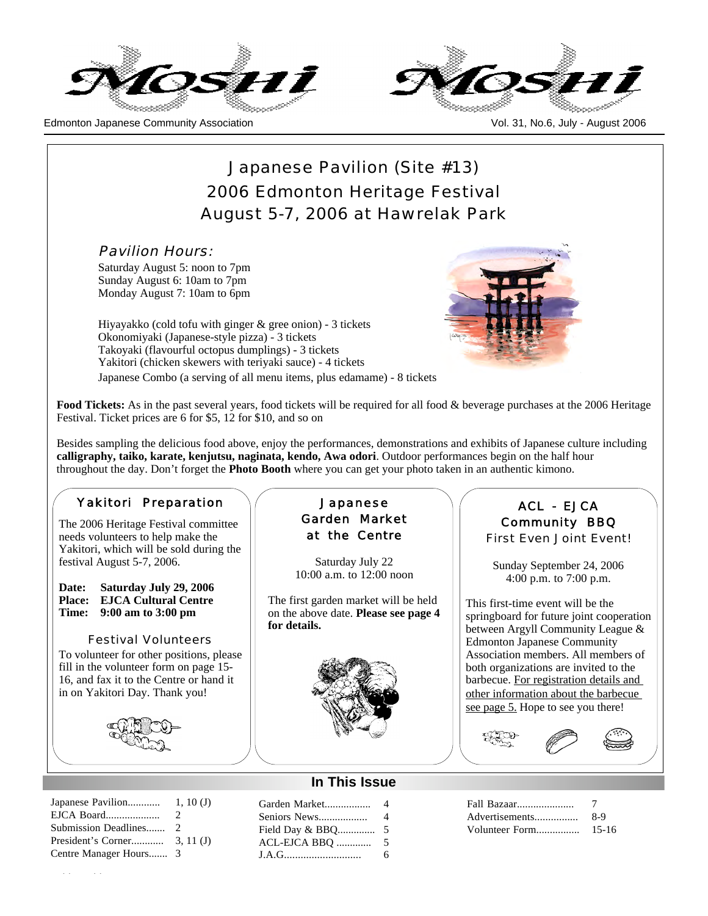# Moshi

Edmonton Japanese Community Association

Vol. 31, No.6, July - August 2006

## Japanese Pavilion (Site #13)
## 2006 Edmonton Heritage Festival
## August 5-7, 2006 at Hawrelak Park

*Pavilion Hours:*

Saturday August 5: noon to 7pm
Sunday August 6: 10am to 7pm
Monday August 7: 10am to 6pm

Hiyayakko (cold tofu with ginger & gree onion) - 3 tickets
Okonomiyaki (Japanese-style pizza) - 3 tickets
Takoyaki (flavourful octopus dumplings) - 3 tickets
Yakitori (chicken skewers with teriyaki sauce) - 4 tickets
Japanese Combo (a serving of all menu items, plus edamame) - 8 tickets

**Food Tickets:** As in the past several years, food tickets will be required for all food & beverage purchases at the 2006 Heritage Festival. Ticket prices are 6 for $5, 12 for $10, and so on

Besides sampling the delicious food above, enjoy the performances, demonstrations and exhibits of Japanese culture including **calligraphy, taiko, karate, kenjutsu, naginata, kendo, Awa odori**. Outdoor performances begin on the half hour throughout the day. Don't forget the **Photo Booth** where you can get your photo taken in an authentic kimono.

### Yakitori Preparation

The 2006 Heritage Festival committee needs volunteers to help make the Yakitori, which will be sold during the festival August 5-7, 2006.

**Date: Saturday July 29, 2006**
**Place: EJCA Cultural Centre**
**Time: 9:00 am to 3:00 pm**

### Festival Volunteers

To volunteer for other positions, please fill in the volunteer form on page 15-16, and fax it to the Centre or hand it in on Yakitori Day. Thank you!

### Japanese Garden Market at the Centre

Saturday July 22
10:00 a.m. to 12:00 noon

The first garden market will be held on the above date. **Please see page 4 for details.**

### ACL - EJCA Community BBQ
First Even Joint Event!

Sunday September 24, 2006
4:00 p.m. to 7:00 p.m.

This first-time event will be the springboard for future joint cooperation between Argyll Community League & Edmonton Japanese Community Association members. All members of both organizations are invited to the barbecue. For registration details and other information about the barbecue see page 5. Hope to see you there!

## In This Issue

| | | | | | |
|---|---|---|---|---|---|
| Japanese Pavilion | 1, 10 (J) | Garden Market | 4 | Fall Bazaar | 7 |
| EJCA Board | 2 | Seniors News | 4 | Advertisements | 8-9 |
| Submission Deadlines | 2 | Field Day & BBQ | 5 | Volunteer Form | 15-16 |
| President's Corner | 3, 11 (J) | ACL-EJCA BBQ | 5 | | |
| Centre Manager Hours | 3 | J.A.G. | 6 | | |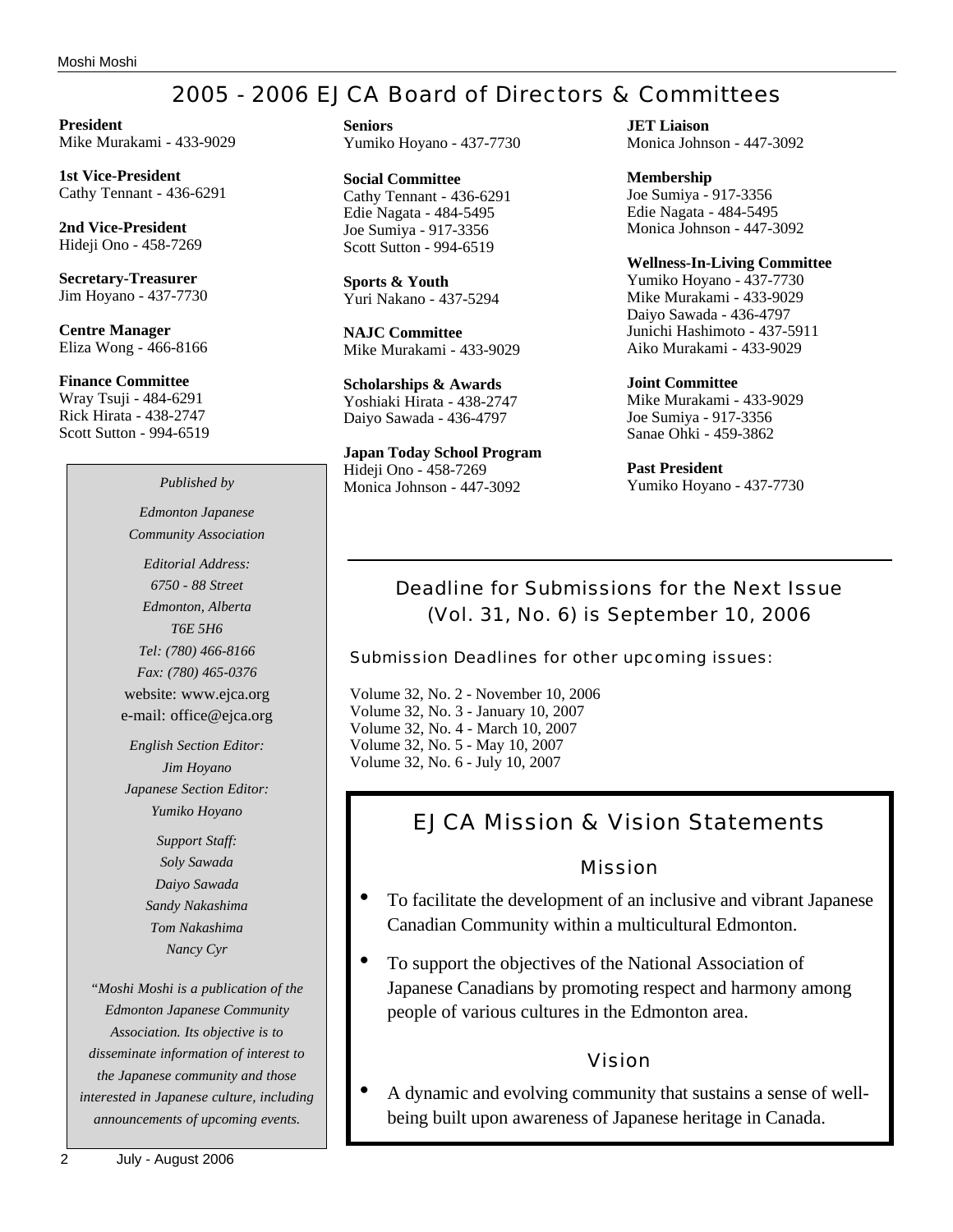## 2005 - 2006 EJCA Board of Directors & Committees

**President**
Mike Murakami - 433-9029

**1st Vice-President**
Cathy Tennant - 436-6291

**2nd Vice-President**
Hideji Ono - 458-7269

**Secretary-Treasurer**
Jim Hoyano - 437-7730

**Centre Manager**
Eliza Wong - 466-8166

**Finance Committee**
Wray Tsuji - 484-6291
Rick Hirata - 438-2747
Scott Sutton - 994-6519

**Seniors**
Yumiko Hoyano - 437-7730

**Social Committee**
Cathy Tennant - 436-6291
Edie Nagata - 484-5495
Joe Sumiya - 917-3356
Scott Sutton - 994-6519

**Sports & Youth**
Yuri Nakano - 437-5294

**NAJC Committee**
Mike Murakami - 433-9029

**Scholarships & Awards**
Yoshiaki Hirata - 438-2747
Daiyo Sawada - 436-4797

**Japan Today School Program**
Hideji Ono - 458-7269
Monica Johnson - 447-3092

**JET Liaison**
Monica Johnson - 447-3092

**Membership**
Joe Sumiya - 917-3356
Edie Nagata - 484-5495
Monica Johnson - 447-3092

**Wellness-In-Living Committee**
Yumiko Hoyano - 437-7730
Mike Murakami - 433-9029
Daiyo Sawada - 436-4797
Junichi Hashimoto - 437-5911
Aiko Murakami - 433-9029

**Joint Committee**
Mike Murakami - 433-9029
Joe Sumiya - 917-3356
Sanae Ohki - 459-3862

**Past President**
Yumiko Hoyano - 437-7730

*Published by*

*Edmonton Japanese Community Association*

*Editorial Address:*
*6750 - 88 Street*
*Edmonton, Alberta*
*T6E 5H6*
*Tel: (780) 466-8166*
*Fax: (780) 465-0376*
website: www.ejca.org
e-mail: office@ejca.org

*English Section Editor:*
*Jim Hoyano*
*Japanese Section Editor:*
*Yumiko Hoyano*

*Support Staff:*
*Soly Sawada*
*Daiyo Sawada*
*Sandy Nakashima*
*Tom Nakashima*
*Nancy Cyr*

*"Moshi Moshi is a publication of the Edmonton Japanese Community Association. Its objective is to disseminate information of interest to the Japanese community and those interested in Japanese culture, including announcements of upcoming events.*

### Deadline for Submissions for the Next Issue (Vol. 31, No. 6) is September 10, 2006

Submission Deadlines for other upcoming issues:

Volume 32, No. 2 - November 10, 2006
Volume 32, No. 3 - January 10, 2007
Volume 32, No. 4 - March 10, 2007
Volume 32, No. 5 - May 10, 2007
Volume 32, No. 6 - July 10, 2007

## EJCA Mission & Vision Statements

### Mission

- To facilitate the development of an inclusive and vibrant Japanese Canadian Community within a multicultural Edmonton.
- To support the objectives of the National Association of Japanese Canadians by promoting respect and harmony among people of various cultures in the Edmonton area.

### Vision

- A dynamic and evolving community that sustains a sense of well-being built upon awareness of Japanese heritage in Canada.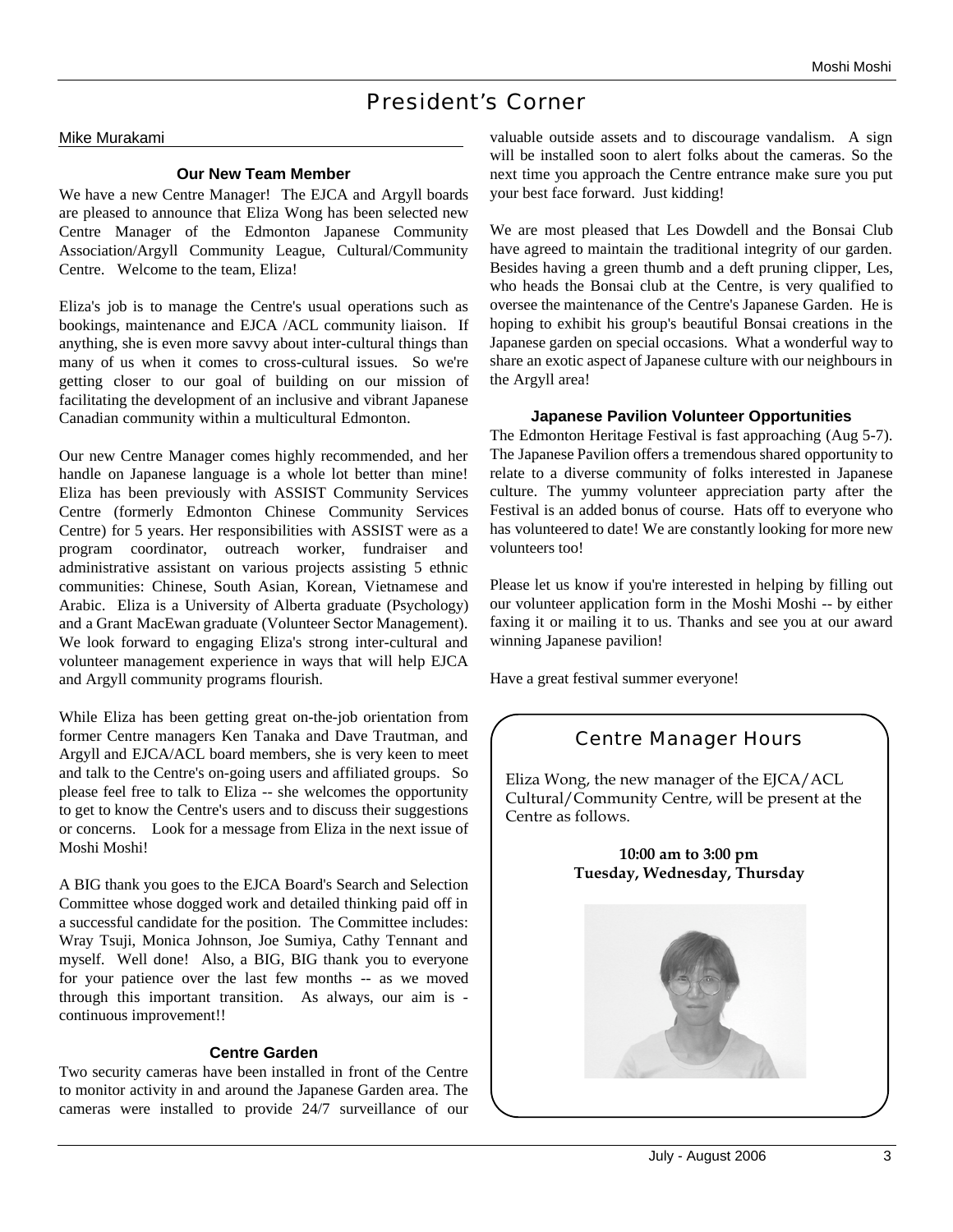# President's Corner

Mike Murakami

### Our New Team Member

We have a new Centre Manager! The EJCA and Argyll boards are pleased to announce that Eliza Wong has been selected new Centre Manager of the Edmonton Japanese Community Association/Argyll Community League, Cultural/Community Centre. Welcome to the team, Eliza!

Eliza's job is to manage the Centre's usual operations such as bookings, maintenance and EJCA /ACL community liaison. If anything, she is even more savvy about inter-cultural things than many of us when it comes to cross-cultural issues. So we're getting closer to our goal of building on our mission of facilitating the development of an inclusive and vibrant Japanese Canadian community within a multicultural Edmonton.

Our new Centre Manager comes highly recommended, and her handle on Japanese language is a whole lot better than mine! Eliza has been previously with ASSIST Community Services Centre (formerly Edmonton Chinese Community Services Centre) for 5 years. Her responsibilities with ASSIST were as a program coordinator, outreach worker, fundraiser and administrative assistant on various projects assisting 5 ethnic communities: Chinese, South Asian, Korean, Vietnamese and Arabic. Eliza is a University of Alberta graduate (Psychology) and a Grant MacEwan graduate (Volunteer Sector Management). We look forward to engaging Eliza's strong inter-cultural and volunteer management experience in ways that will help EJCA and Argyll community programs flourish.

While Eliza has been getting great on-the-job orientation from former Centre managers Ken Tanaka and Dave Trautman, and Argyll and EJCA/ACL board members, she is very keen to meet and talk to the Centre's on-going users and affiliated groups. So please feel free to talk to Eliza -- she welcomes the opportunity to get to know the Centre's users and to discuss their suggestions or concerns. Look for a message from Eliza in the next issue of Moshi Moshi!

A BIG thank you goes to the EJCA Board's Search and Selection Committee whose dogged work and detailed thinking paid off in a successful candidate for the position. The Committee includes: Wray Tsuji, Monica Johnson, Joe Sumiya, Cathy Tennant and myself. Well done! Also, a BIG, BIG thank you to everyone for your patience over the last few months -- as we moved through this important transition. As always, our aim is - continuous improvement!!

### Centre Garden

Two security cameras have been installed in front of the Centre to monitor activity in and around the Japanese Garden area. The cameras were installed to provide 24/7 surveillance of our valuable outside assets and to discourage vandalism. A sign will be installed soon to alert folks about the cameras. So the next time you approach the Centre entrance make sure you put your best face forward. Just kidding!

We are most pleased that Les Dowdell and the Bonsai Club have agreed to maintain the traditional integrity of our garden. Besides having a green thumb and a deft pruning clipper, Les, who heads the Bonsai club at the Centre, is very qualified to oversee the maintenance of the Centre's Japanese Garden. He is hoping to exhibit his group's beautiful Bonsai creations in the Japanese garden on special occasions. What a wonderful way to share an exotic aspect of Japanese culture with our neighbours in the Argyll area!

### Japanese Pavilion Volunteer Opportunities

The Edmonton Heritage Festival is fast approaching (Aug 5-7). The Japanese Pavilion offers a tremendous shared opportunity to relate to a diverse community of folks interested in Japanese culture. The yummy volunteer appreciation party after the Festival is an added bonus of course. Hats off to everyone who has volunteered to date! We are constantly looking for more new volunteers too!

Please let us know if you're interested in helping by filling out our volunteer application form in the Moshi Moshi -- by either faxing it or mailing it to us. Thanks and see you at our award winning Japanese pavilion!

Have a great festival summer everyone!

## Centre Manager Hours

Eliza Wong, the new manager of the EJCA/ACL Cultural/Community Centre, will be present at the Centre as follows.

**10:00 am to 3:00 pm**
**Tuesday, Wednesday, Thursday**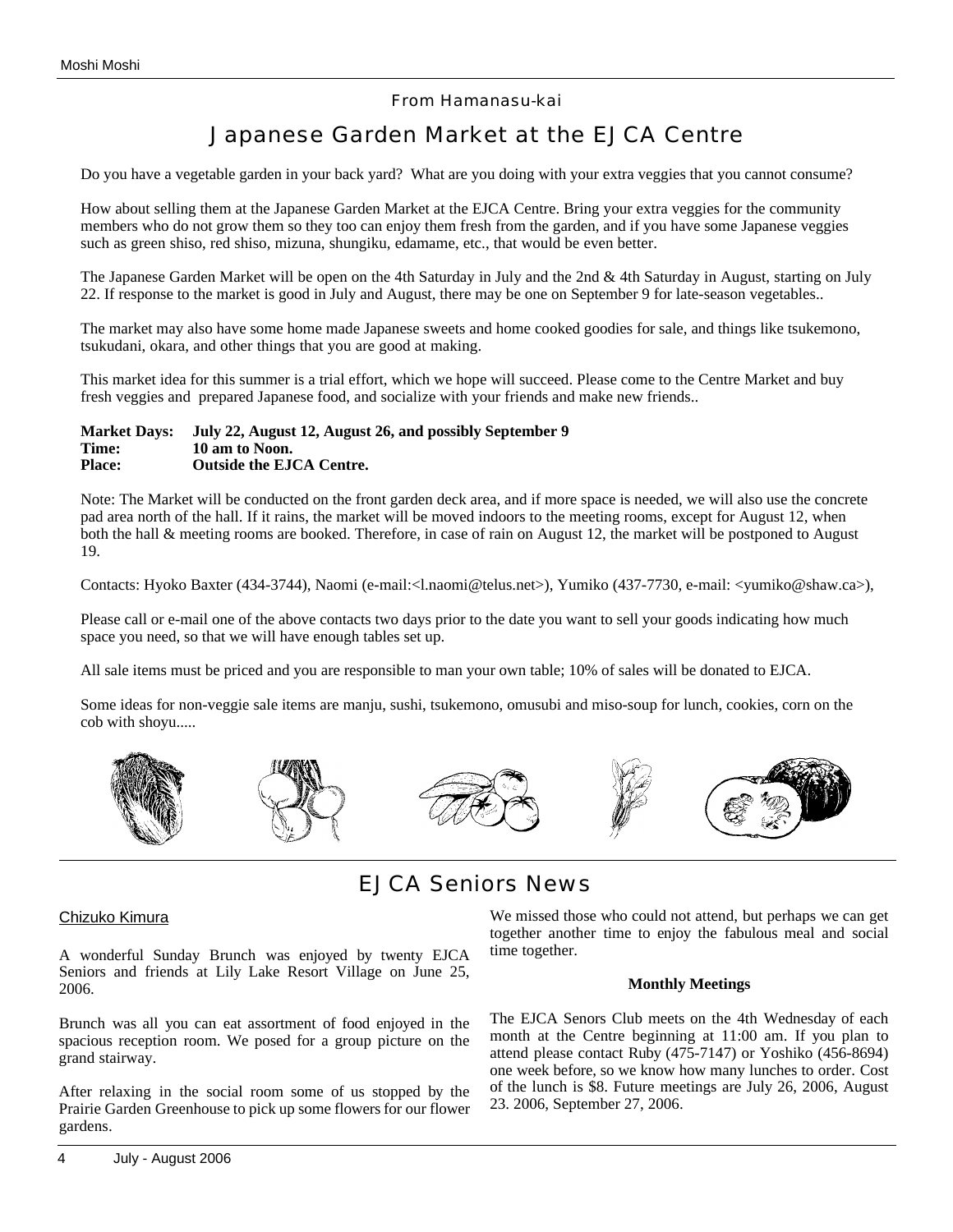From Hamanasu-kai

# Japanese Garden Market at the EJCA Centre

Do you have a vegetable garden in your back yard? What are you doing with your extra veggies that you cannot consume?

How about selling them at the Japanese Garden Market at the EJCA Centre. Bring your extra veggies for the community members who do not grow them so they too can enjoy them fresh from the garden, and if you have some Japanese veggies such as green shiso, red shiso, mizuna, shungiku, edamame, etc., that would be even better.

The Japanese Garden Market will be open on the 4th Saturday in July and the 2nd & 4th Saturday in August, starting on July 22. If response to the market is good in July and August, there may be one on September 9 for late-season vegetables..

The market may also have some home made Japanese sweets and home cooked goodies for sale, and things like tsukemono, tsukudani, okara, and other things that you are good at making.

This market idea for this summer is a trial effort, which we hope will succeed. Please come to the Centre Market and buy fresh veggies and prepared Japanese food, and socialize with your friends and make new friends..

**Market Days: July 22, August 12, August 26, and possibly September 9**
**Time: 10 am to Noon.**
**Place: Outside the EJCA Centre.**

Note: The Market will be conducted on the front garden deck area, and if more space is needed, we will also use the concrete pad area north of the hall. If it rains, the market will be moved indoors to the meeting rooms, except for August 12, when both the hall & meeting rooms are booked. Therefore, in case of rain on August 12, the market will be postponed to August 19.

Contacts: Hyoko Baxter (434-3744), Naomi (e-mail:<l.naomi@telus.net>), Yumiko (437-7730, e-mail: <yumiko@shaw.ca>),

Please call or e-mail one of the above contacts two days prior to the date you want to sell your goods indicating how much space you need, so that we will have enough tables set up.

All sale items must be priced and you are responsible to man your own table; 10% of sales will be donated to EJCA.

Some ideas for non-veggie sale items are manju, sushi, tsukemono, omusubi and miso-soup for lunch, cookies, corn on the cob with shoyu.....

# EJCA Seniors News

Chizuko Kimura

A wonderful Sunday Brunch was enjoyed by twenty EJCA Seniors and friends at Lily Lake Resort Village on June 25, 2006.

Brunch was all you can eat assortment of food enjoyed in the spacious reception room. We posed for a group picture on the grand stairway.

After relaxing in the social room some of us stopped by the Prairie Garden Greenhouse to pick up some flowers for our flower gardens.

We missed those who could not attend, but perhaps we can get together another time to enjoy the fabulous meal and social time together.

**Monthly Meetings**

The EJCA Senors Club meets on the 4th Wednesday of each month at the Centre beginning at 11:00 am. If you plan to attend please contact Ruby (475-7147) or Yoshiko (456-8694) one week before, so we know how many lunches to order. Cost of the lunch is $8. Future meetings are July 26, 2006, August 23. 2006, September 27, 2006.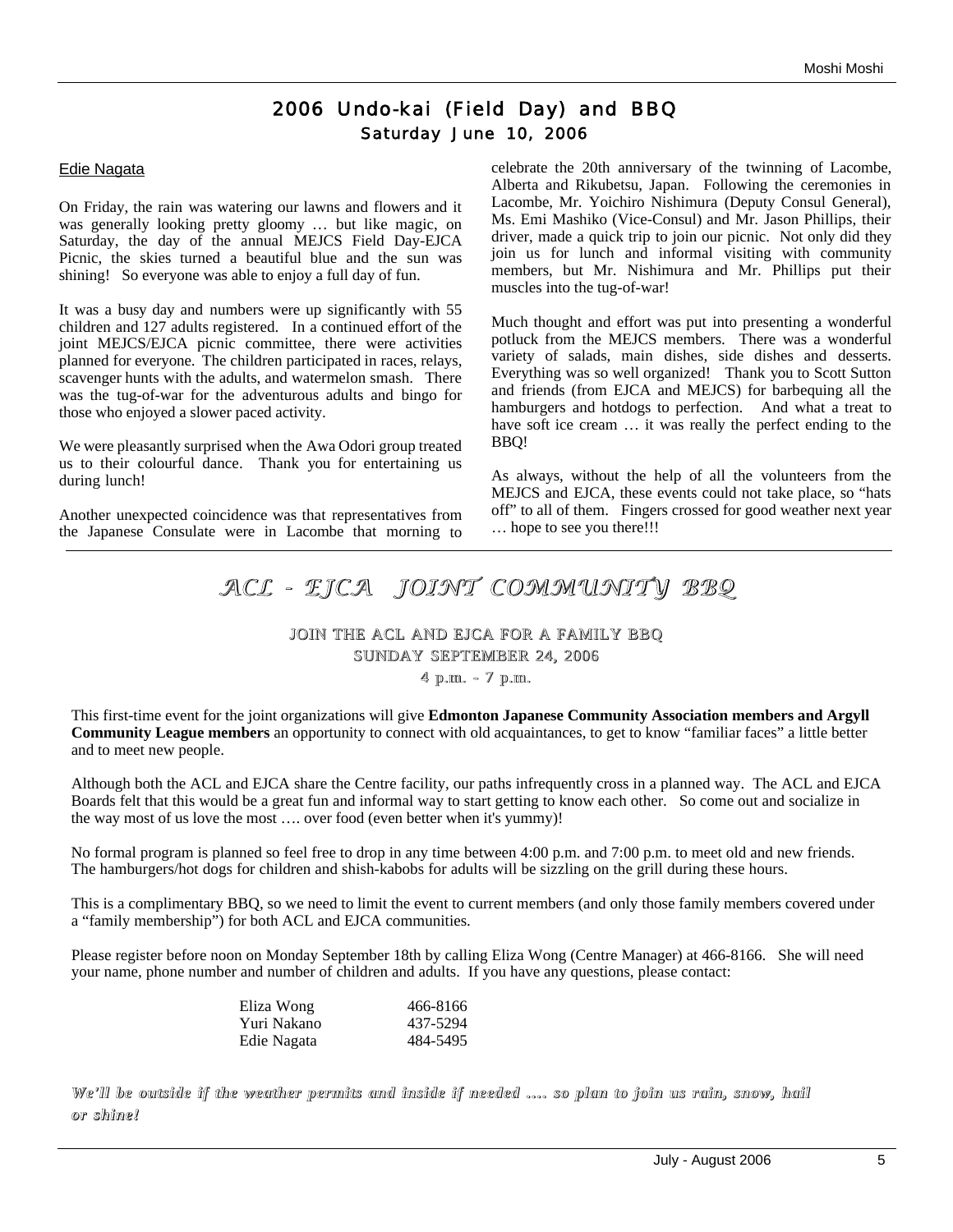# 2006 Undo-kai (Field Day) and BBQ

## Saturday June 10, 2006

Edie Nagata

On Friday, the rain was watering our lawns and flowers and it was generally looking pretty gloomy … but like magic, on Saturday, the day of the annual MEJCS Field Day-EJCA Picnic, the skies turned a beautiful blue and the sun was shining! So everyone was able to enjoy a full day of fun.

It was a busy day and numbers were up significantly with 55 children and 127 adults registered. In a continued effort of the joint MEJCS/EJCA picnic committee, there were activities planned for everyone. The children participated in races, relays, scavenger hunts with the adults, and watermelon smash. There was the tug-of-war for the adventurous adults and bingo for those who enjoyed a slower paced activity.

We were pleasantly surprised when the Awa Odori group treated us to their colourful dance. Thank you for entertaining us during lunch!

Another unexpected coincidence was that representatives from the Japanese Consulate were in Lacombe that morning to celebrate the 20th anniversary of the twinning of Lacombe, Alberta and Rikubetsu, Japan. Following the ceremonies in Lacombe, Mr. Yoichiro Nishimura (Deputy Consul General), Ms. Emi Mashiko (Vice-Consul) and Mr. Jason Phillips, their driver, made a quick trip to join our picnic. Not only did they join us for lunch and informal visiting with community members, but Mr. Nishimura and Mr. Phillips put their muscles into the tug-of-war!

Much thought and effort was put into presenting a wonderful potluck from the MEJCS members. There was a wonderful variety of salads, main dishes, side dishes and desserts. Everything was so well organized! Thank you to Scott Sutton and friends (from EJCA and MEJCS) for barbequing all the hamburgers and hotdogs to perfection. And what a treat to have soft ice cream … it was really the perfect ending to the BBQ!

As always, without the help of all the volunteers from the MEJCS and EJCA, these events could not take place, so "hats off" to all of them. Fingers crossed for good weather next year … hope to see you there!!!

# ACL - EJCA JOINT COMMUNITY BBQ

**JOIN THE ACL AND EJCA FOR A FAMILY BBQ**
**SUNDAY SEPTEMBER 24, 2006**
**4 p.m. - 7 p.m.**

This first-time event for the joint organizations will give **Edmonton Japanese Community Association members and Argyll Community League members** an opportunity to connect with old acquaintances, to get to know "familiar faces" a little better and to meet new people.

Although both the ACL and EJCA share the Centre facility, our paths infrequently cross in a planned way. The ACL and EJCA Boards felt that this would be a great fun and informal way to start getting to know each other. So come out and socialize in the way most of us love the most …. over food (even better when it's yummy)!

No formal program is planned so feel free to drop in any time between 4:00 p.m. and 7:00 p.m. to meet old and new friends. The hamburgers/hot dogs for children and shish-kabobs for adults will be sizzling on the grill during these hours.

This is a complimentary BBQ, so we need to limit the event to current members (and only those family members covered under a "family membership") for both ACL and EJCA communities.

Please register before noon on Monday September 18th by calling Eliza Wong (Centre Manager) at 466-8166. She will need your name, phone number and number of children and adults. If you have any questions, please contact:

| | |
|---|---|
| Eliza Wong | 466-8166 |
| Yuri Nakano | 437-5294 |
| Edie Nagata | 484-5495 |

***We'll be outside if the weather permits and inside if needed …. so plan to join us rain, snow, hail or shine!***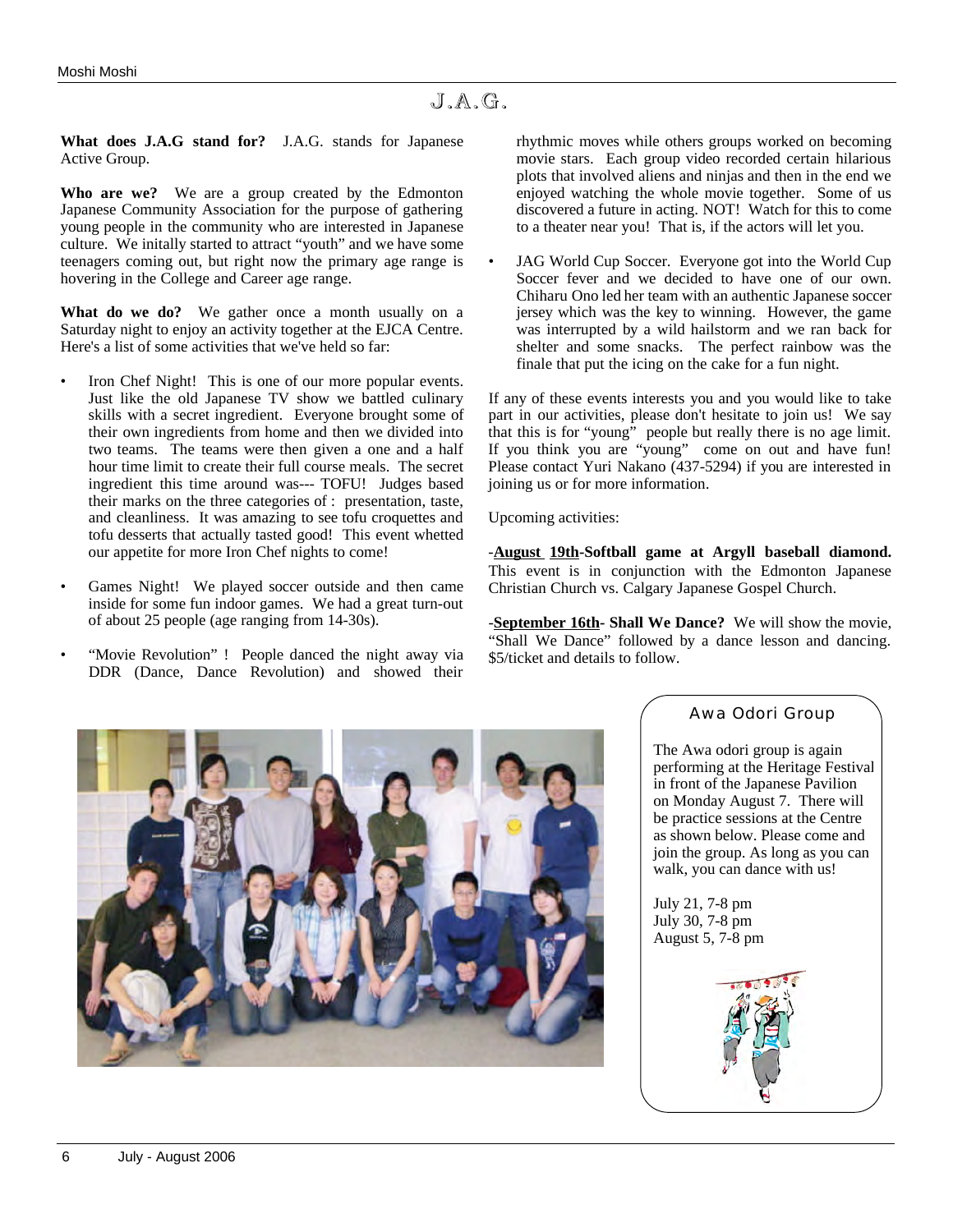# J.A.G.

**What does J.A.G stand for?** J.A.G. stands for Japanese Active Group.

**Who are we?** We are a group created by the Edmonton Japanese Community Association for the purpose of gathering young people in the community who are interested in Japanese culture. We initally started to attract "youth" and we have some teenagers coming out, but right now the primary age range is hovering in the College and Career age range.

**What do we do?** We gather once a month usually on a Saturday night to enjoy an activity together at the EJCA Centre. Here's a list of some activities that we've held so far:

- Iron Chef Night! This is one of our more popular events. Just like the old Japanese TV show we battled culinary skills with a secret ingredient. Everyone brought some of their own ingredients from home and then we divided into two teams. The teams were then given a one and a half hour time limit to create their full course meals. The secret ingredient this time around was--- TOFU! Judges based their marks on the three categories of : presentation, taste, and cleanliness. It was amazing to see tofu croquettes and tofu desserts that actually tasted good! This event whetted our appetite for more Iron Chef nights to come!
- Games Night! We played soccer outside and then came inside for some fun indoor games. We had a great turn-out of about 25 people (age ranging from 14-30s).
- "Movie Revolution" ! People danced the night away via DDR (Dance, Dance Revolution) and showed their rhythmic moves while others groups worked on becoming movie stars. Each group video recorded certain hilarious plots that involved aliens and ninjas and then in the end we enjoyed watching the whole movie together. Some of us discovered a future in acting. NOT! Watch for this to come to a theater near you! That is, if the actors will let you.
- JAG World Cup Soccer. Everyone got into the World Cup Soccer fever and we decided to have one of our own. Chiharu Ono led her team with an authentic Japanese soccer jersey which was the key to winning. However, the game was interrupted by a wild hailstorm and we ran back for shelter and some snacks. The perfect rainbow was the finale that put the icing on the cake for a fun night.

If any of these events interests you and you would like to take part in our activities, please don't hesitate to join us! We say that this is for "young" people but really there is no age limit. If you think you are "young" come on out and have fun! Please contact Yuri Nakano (437-5294) if you are interested in joining us or for more information.

Upcoming activities:

-**August 19th-Softball game at Argyll baseball diamond.** This event is in conjunction with the Edmonton Japanese Christian Church vs. Calgary Japanese Gospel Church.

-**September 16th- Shall We Dance?** We will show the movie, "Shall We Dance" followed by a dance lesson and dancing. $5/ticket and details to follow.

## Awa Odori Group

The Awa odori group is again performing at the Heritage Festival in front of the Japanese Pavilion on Monday August 7. There will be practice sessions at the Centre as shown below. Please come and join the group. As long as you can walk, you can dance with us!

July 21, 7-8 pm
July 30, 7-8 pm
August 5, 7-8 pm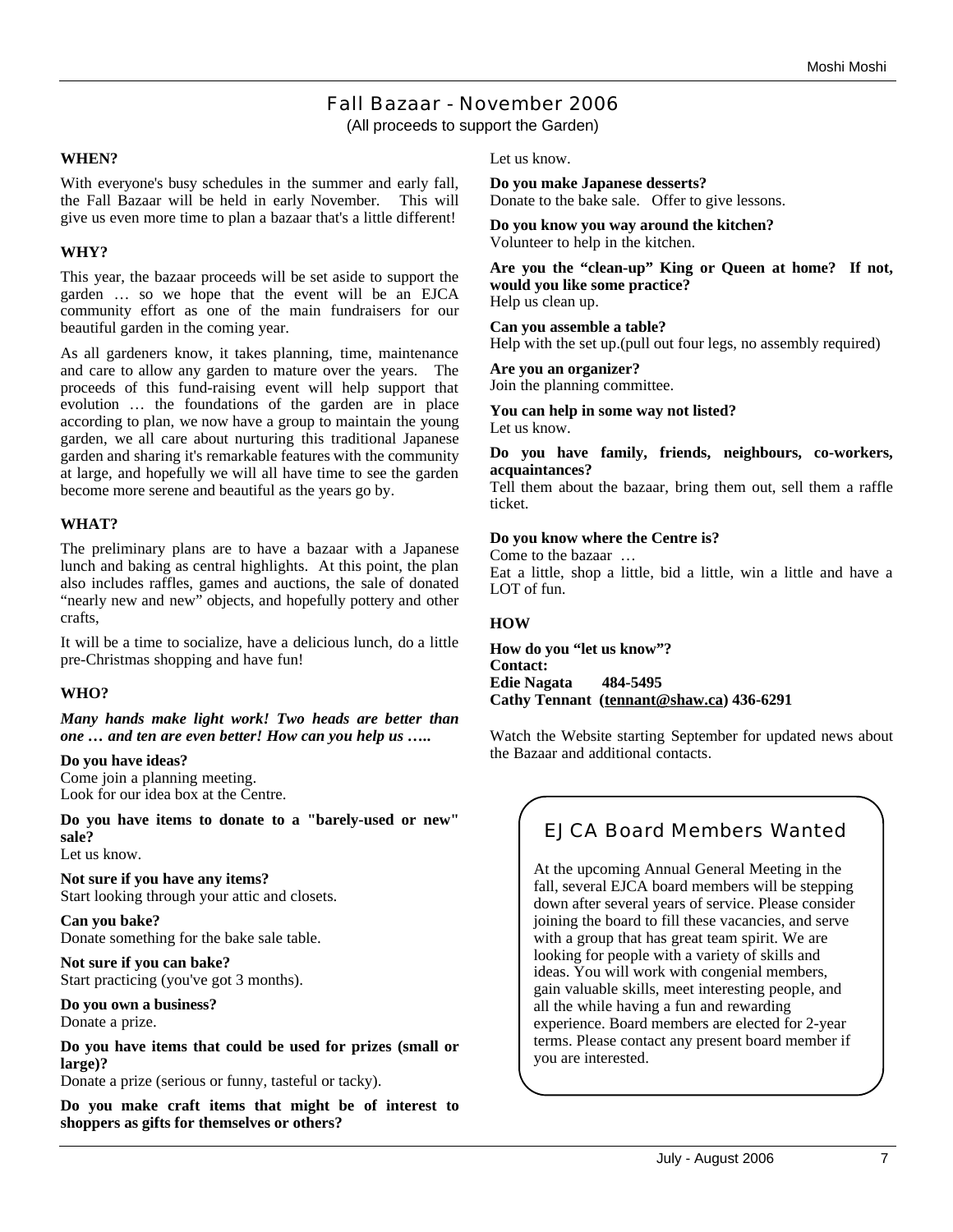## Fall Bazaar - November 2006

(All proceeds to support the Garden)

**WHEN?**

With everyone's busy schedules in the summer and early fall, the Fall Bazaar will be held in early November. This will give us even more time to plan a bazaar that's a little different!

**WHY?**

This year, the bazaar proceeds will be set aside to support the garden … so we hope that the event will be an EJCA community effort as one of the main fundraisers for our beautiful garden in the coming year.

As all gardeners know, it takes planning, time, maintenance and care to allow any garden to mature over the years. The proceeds of this fund-raising event will help support that evolution … the foundations of the garden are in place according to plan, we now have a group to maintain the young garden, we all care about nurturing this traditional Japanese garden and sharing it's remarkable features with the community at large, and hopefully we will all have time to see the garden become more serene and beautiful as the years go by.

**WHAT?**

The preliminary plans are to have a bazaar with a Japanese lunch and baking as central highlights. At this point, the plan also includes raffles, games and auctions, the sale of donated "nearly new and new" objects, and hopefully pottery and other crafts,

It will be a time to socialize, have a delicious lunch, do a little pre-Christmas shopping and have fun!

**WHO?**

***Many hands make light work! Two heads are better than one … and ten are even better! How can you help us …..***

**Do you have ideas?**
Come join a planning meeting.
Look for our idea box at the Centre.

**Do you have items to donate to a "barely-used or new" sale?**
Let us know.

**Not sure if you have any items?**
Start looking through your attic and closets.

**Can you bake?**
Donate something for the bake sale table.

**Not sure if you can bake?**
Start practicing (you've got 3 months).

**Do you own a business?**
Donate a prize.

**Do you have items that could be used for prizes (small or large)?**
Donate a prize (serious or funny, tasteful or tacky).

**Do you make craft items that might be of interest to shoppers as gifts for themselves or others?**
Let us know.

**Do you make Japanese desserts?**
Donate to the bake sale. Offer to give lessons.

**Do you know you way around the kitchen?**
Volunteer to help in the kitchen.

**Are you the "clean-up" King or Queen at home? If not, would you like some practice?**
Help us clean up.

**Can you assemble a table?**
Help with the set up.(pull out four legs, no assembly required)

**Are you an organizer?**
Join the planning committee.

**You can help in some way not listed?**
Let us know.

**Do you have family, friends, neighbours, co-workers, acquaintances?**
Tell them about the bazaar, bring them out, sell them a raffle ticket.

**Do you know where the Centre is?**
Come to the bazaar …
Eat a little, shop a little, bid a little, win a little and have a LOT of fun.

**HOW**

**How do you "let us know"?**
**Contact:**
**Edie Nagata 484-5495**
**Cathy Tennant (tennant@shaw.ca) 436-6291**

Watch the Website starting September for updated news about the Bazaar and additional contacts.

## EJCA Board Members Wanted

At the upcoming Annual General Meeting in the fall, several EJCA board members will be stepping down after several years of service. Please consider joining the board to fill these vacancies, and serve with a group that has great team spirit. We are looking for people with a variety of skills and ideas. You will work with congenial members, gain valuable skills, meet interesting people, and all the while having a fun and rewarding experience. Board members are elected for 2-year terms. Please contact any present board member if you are interested.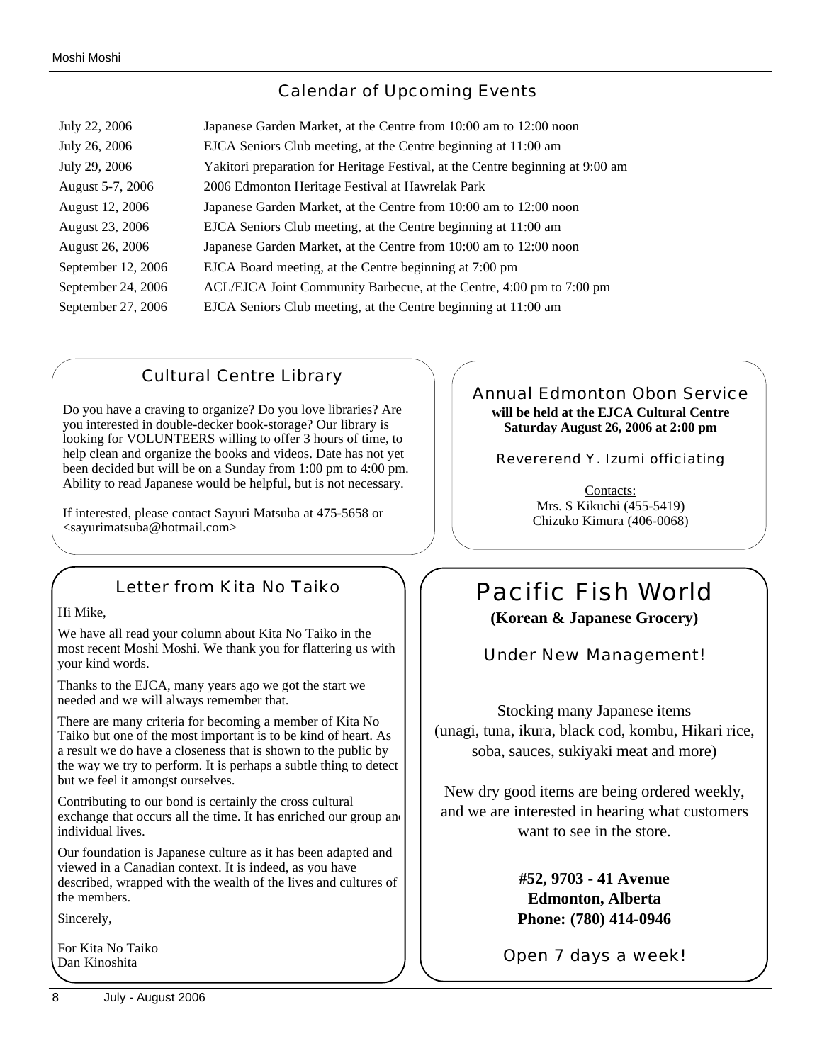## Calendar of Upcoming Events

| | |
|---|---|
| July 22, 2006 | Japanese Garden Market, at the Centre from 10:00 am to 12:00 noon |
| July 26, 2006 | EJCA Seniors Club meeting, at the Centre beginning at 11:00 am |
| July 29, 2006 | Yakitori preparation for Heritage Festival, at the Centre beginning at 9:00 am |
| August 5-7, 2006 | 2006 Edmonton Heritage Festival at Hawrelak Park |
| August 12, 2006 | Japanese Garden Market, at the Centre from 10:00 am to 12:00 noon |
| August 23, 2006 | EJCA Seniors Club meeting, at the Centre beginning at 11:00 am |
| August 26, 2006 | Japanese Garden Market, at the Centre from 10:00 am to 12:00 noon |
| September 12, 2006 | EJCA Board meeting, at the Centre beginning at 7:00 pm |
| September 24, 2006 | ACL/EJCA Joint Community Barbecue, at the Centre, 4:00 pm to 7:00 pm |
| September 27, 2006 | EJCA Seniors Club meeting, at the Centre beginning at 11:00 am |

## Cultural Centre Library

Do you have a craving to organize? Do you love libraries? Are you interested in double-decker book-storage? Our library is looking for VOLUNTEERS willing to offer 3 hours of time, to help clean and organize the books and videos. Date has not yet been decided but will be on a Sunday from 1:00 pm to 4:00 pm. Ability to read Japanese would be helpful, but is not necessary.

If interested, please contact Sayuri Matsuba at 475-5658 or <sayurimatsuba@hotmail.com>

## Annual Edmonton Obon Service

**will be held at the EJCA Cultural Centre**
**Saturday August 26, 2006 at 2:00 pm**

Revererend Y. Izumi officiating

Contacts:
Mrs. S Kikuchi (455-5419)
Chizuko Kimura (406-0068)

## Letter from Kita No Taiko

Hi Mike,

We have all read your column about Kita No Taiko in the most recent Moshi Moshi. We thank you for flattering us with your kind words.

Thanks to the EJCA, many years ago we got the start we needed and we will always remember that.

There are many criteria for becoming a member of Kita No Taiko but one of the most important is to be kind of heart. As a result we do have a closeness that is shown to the public by the way we try to perform. It is perhaps a subtle thing to detect but we feel it amongst ourselves.

Contributing to our bond is certainly the cross cultural exchange that occurs all the time. It has enriched our group and individual lives.

Our foundation is Japanese culture as it has been adapted and viewed in a Canadian context. It is indeed, as you have described, wrapped with the wealth of the lives and cultures of the members.

Sincerely,

For Kita No Taiko
Dan Kinoshita

# Pacific Fish World

**(Korean & Japanese Grocery)**

Under New Management!

Stocking many Japanese items
(unagi, tuna, ikura, black cod, kombu, Hikari rice, soba, sauces, sukiyaki meat and more)

New dry good items are being ordered weekly, and we are interested in hearing what customers want to see in the store.

**#52, 9703 - 41 Avenue**
**Edmonton, Alberta**
**Phone: (780) 414-0946**

Open 7 days a week!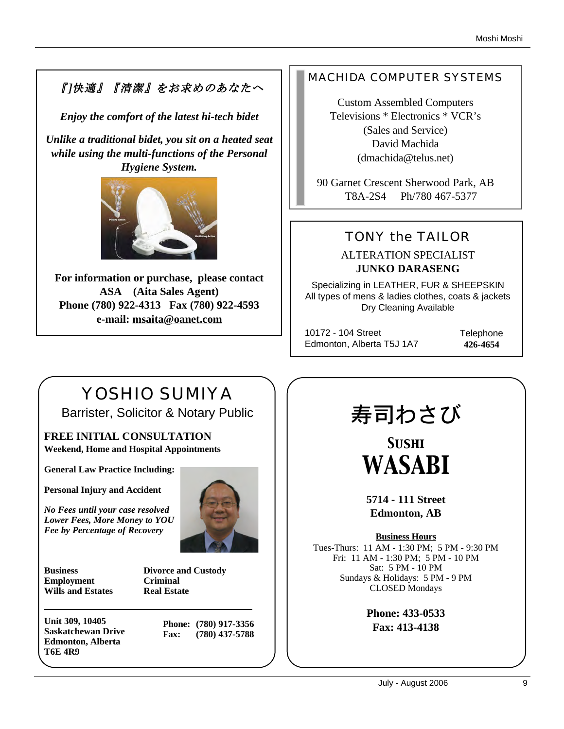*『]快適』『清潔』をお求めのあなたへ*

***Enjoy the comfort of the latest hi-tech bidet***

***Unlike a traditional bidet, you sit on a heated seat while using the multi-functions of the Personal Hygiene System.***

**For information or purchase, please contact ASA (Aita Sales Agent)**
**Phone (780) 922-4313 Fax (780) 922-4593**
**e-mail: msaita@oanet.com**

---

## MACHIDA COMPUTER SYSTEMS

Custom Assembled Computers
Televisions * Electronics * VCR's
(Sales and Service)
David Machida
(dmachida@telus.net)

90 Garnet Crescent Sherwood Park, AB
T8A-2S4 Ph/780 467-5377

---

## TONY the TAILOR

ALTERATION SPECIALIST
**JUNKO DARASENG**

Specializing in LEATHER, FUR & SHEEPSKIN
All types of mens & ladies clothes, coats & jackets
Dry Cleaning Available

10172 - 104 Street
Edmonton, Alberta T5J 1A7

Telephone
**426-4654**

---

## YOSHIO SUMIYA

Barrister, Solicitor & Notary Public

**FREE INITIAL CONSULTATION**
**Weekend, Home and Hospital Appointments**

**General Law Practice Including:**

**Personal Injury and Accident**

***No Fees until your case resolved***
***Lower Fees, More Money to YOU***
***Fee by Percentage of Recovery***

**Business**
**Employment**
**Wills and Estates**
**Divorce and Custody**
**Criminal**
**Real Estate**

**Unit 309, 10405 Saskatchewan Drive**
**Edmonton, Alberta**
**T6E 4R9**

**Phone: (780) 917-3356**
**Fax: (780) 437-5788**

---

## 寿司わさび

## SUSHI WASABI

**5714 - 111 Street**
**Edmonton, AB**

**Business Hours**

Tues-Thurs: 11 AM - 1:30 PM; 5 PM - 9:30 PM
Fri: 11 AM - 1:30 PM; 5 PM - 10 PM
Sat: 5 PM - 10 PM
Sundays & Holidays: 5 PM - 9 PM
CLOSED Mondays

**Phone: 433-0533**
**Fax: 413-4138**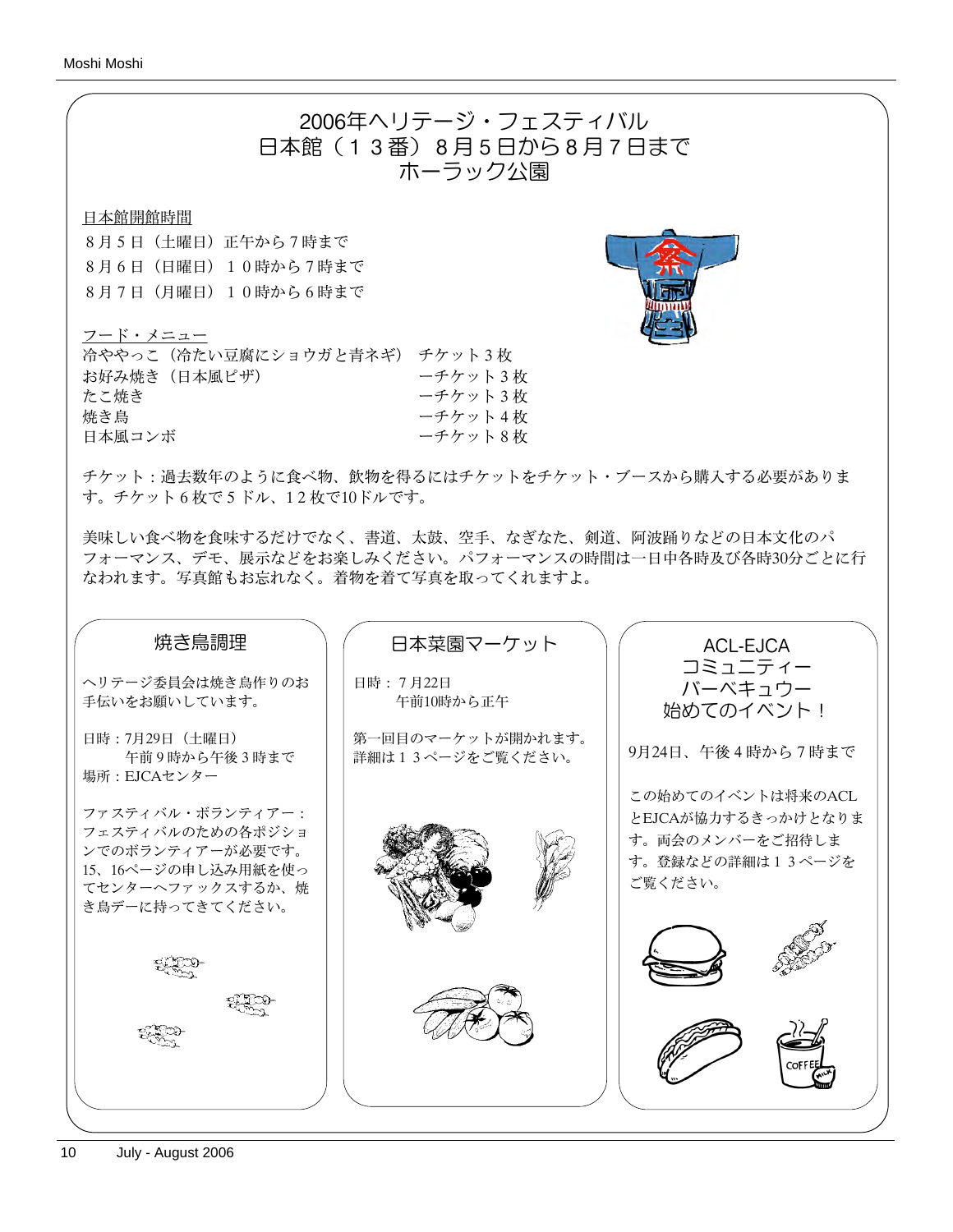# 2006年ヘリテージ・フェスティバル
# 日本館（１３番）８月５日から８月７日まで
# ホーラック公園

日本館開館時間

８月５日（土曜日）正午から７時まで
８月６日（日曜日）１０時から７時まで
８月７日（月曜日）１０時から６時まで

フード・メニュー

| | |
|---|---|
| 冷ややっこ（冷たい豆腐にショウガと青ネギ） | チケット３枚 |
| お好み焼き（日本風ピザ） | ーチケット３枚 |
| たこ焼き | ーチケット３枚 |
| 焼き鳥 | ーチケット４枚 |
| 日本風コンボ | ーチケット８枚 |

チケット：過去数年のように食べ物、飲物を得るにはチケットをチケット・ブースから購入する必要があります。チケット６枚で５ドル、12枚で10ドルです。

美味しい食べ物を食味するだけでなく、書道、太鼓、空手、なぎなた、剣道、阿波踊りなどの日本文化のパフォーマンス、デモ、展示などをお楽しみください。パフォーマンスの時間は一日中各時及び各時30分ごとに行なわれます。写真館もお忘れなく。着物を着て写真を取ってくれますよ。

## 焼き鳥調理

ヘリテージ委員会は焼き鳥作りのお手伝いをお願いしています。

日時：7月29日（土曜日）
　　午前９時から午後３時まで
場所：EJCAセンター

ファスティバル・ボランティアー：フェスティバルのための各ポジションでのボランティアーが必要です。15、16ページの申し込み用紙を使ってセンターへファックスするか、焼き鳥デーに持ってきてください。

## 日本菜園マーケット

日時：７月22日
　　午前10時から正午

第一回目のマーケットが開かれます。詳細は１３ページをご覧ください。

## ACL-EJCA コミュニティー バーベキュウー 始めてのイベント！

9月24日、午後４時から７時まで

この始めてのイベントは将来のACLとEJCAが協力するきっかけとなります。両会のメンバーをご招待します。登録などの詳細は１３ページをご覧ください。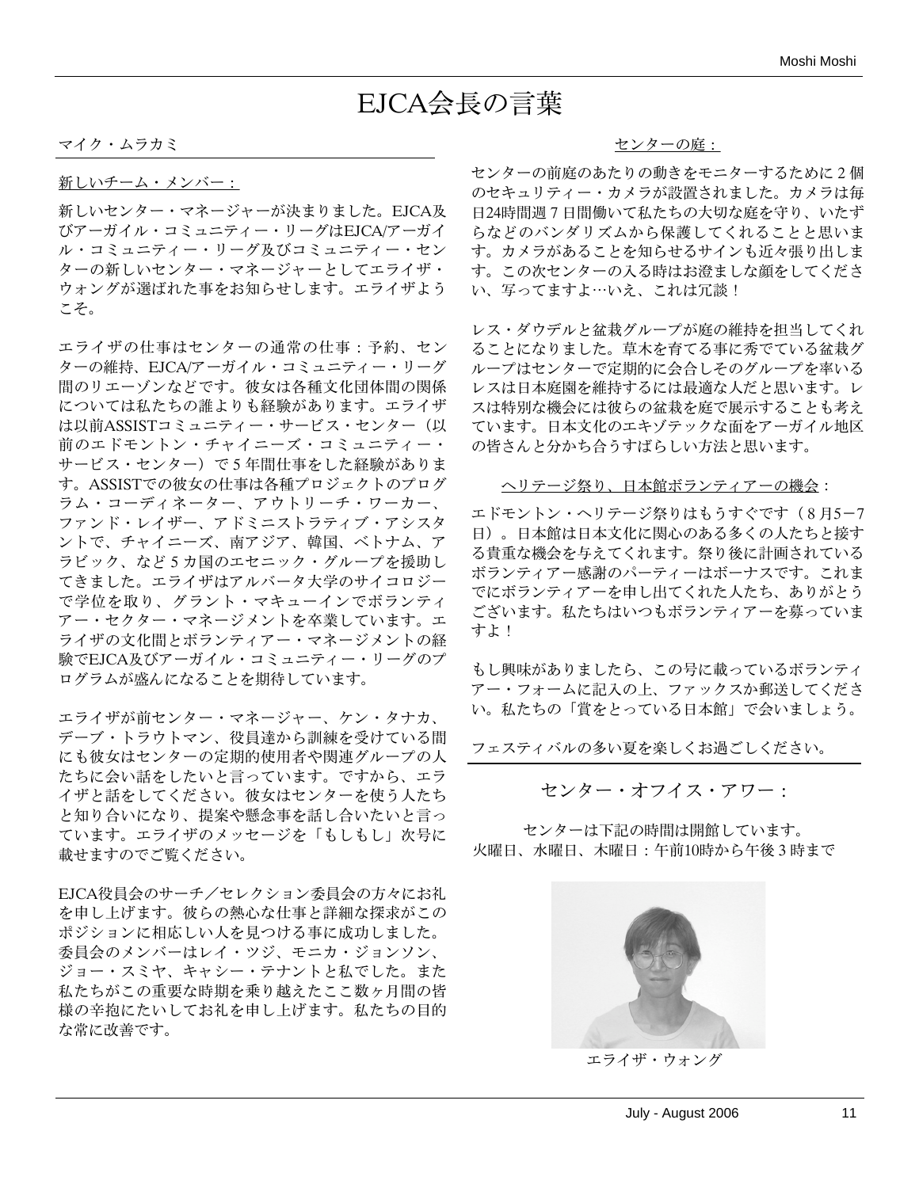# EJCA会長の言葉

マイク・ムラカミ

新しいチーム・メンバー：

新しいセンター・マネージャーが決まりました。EJCA及びアーガイル・コミュニティー・リーグはEJCA/アーガイル・コミュニティー・リーグ及びコミュニティー・センターの新しいセンター・マネージャーとしてエライザ・ウォングが選ばれた事をお知らせします。エライザようこそ。

エライザの仕事はセンターの通常の仕事：予約、センターの維持、EJCA/アーガイル・コミュニティー・リーグ間のリエーゾンなどです。彼女は各種文化団体間の関係については私たちの誰よりも経験があります。エライザは以前ASSISTコミュニティー・サービス・センター（以前のエドモントン・チャイニーズ・コミュニティー・サービス・センター）で５年間仕事をした経験があります。ASSISTでの彼女の仕事は各種プロジェクトのプログラム・コーディネーター、アウトリーチ・ワーカー、ファンド・レイザー、アドミニストラティブ・アシスタントで、チャイニーズ、南アジア、韓国、ベトナム、アラビック、など５カ国のエセニック・グループを援助してきました。エライザはアルバータ大学のサイコロジーで学位を取り、グラント・マキューインでボランティアー・セクター・マネージメントを卒業しています。エライザの文化間とボランティアー・マネージメントの経験でEJCA及びアーガイル・コミュニティー・リーグのプログラムが盛んになることを期待しています。

エライザが前センター・マネージャー、ケン・タナカ、デーブ・トラウトマン、役員達から訓練を受けている間にも彼女はセンターの定期的使用者や関連グループの人たちに会い話をしたいと言っています。ですから、エライザと話をしてください。彼女はセンターを使う人たちと知り合いになり、提案や懸念事を話し合いたいと言っています。エライザのメッセージを「もしもし」次号に載せますのでご覧ください。

EJCA役員会のサーチ／セレクション委員会の方々にお礼を申し上げます。彼らの熱心な仕事と詳細な探求がこのポジションに相応しい人を見つける事に成功しました。委員会のメンバーはレイ・ツジ、モニカ・ジョンソン、ジョー・スミヤ、キャシー・テナントと私でした。また私たちがこの重要な時期を乗り越えたここ数ヶ月間の皆様の辛抱にたいしてお礼を申し上げます。私たちの目的な常に改善です。

センターの庭：

センターの前庭のあたりの動きをモニターするために２個のセキュリティー・カメラが設置されました。カメラは毎日24時間週７日間働いて私たちの大切な庭を守り、いたずらなどのバンダリズムから保護してくれることと思います。カメラがあることを知らせるサインも近々張り出します。この次センターの入る時はお澄ましな顔をしてください、写ってますよ…いえ、これは冗談！

レス・ダウデルと盆栽グループが庭の維持を担当してくれることになりました。草木を育てる事に秀でている盆栽グループはセンターで定期的に会合しそのグループを率いるレスは日本庭園を維持するには最適な人だと思います。レスは特別な機会には彼らの盆栽を庭で展示することも考えています。日本文化のエキゾテックな面をアーガイル地区の皆さんと分かち合うすばらしい方法と思います。

ヘリテージ祭り、日本館ボランティアーの機会：

エドモントン・ヘリテージ祭りはもうすぐです（８月5ー7日）。日本館は日本文化に関心のある多くの人たちと接する貴重な機会を与えてくれます。祭り後に計画されているボランティアー感謝のパーティーはボーナスです。これまでにボランティアーを申し出てくれた人たち、ありがとうございます。私たちはいつもボランティアーを募っていますよ！

もし興味がありましたら、この号に載っているボランティアー・フォームに記入の上、ファックスか郵送してください。私たちの「賞をとっている日本館」で会いましょう。

フェスティバルの多い夏を楽しくお過ごしください。

## センター・オフイス・アワー：

センターは下記の時間は開館しています。
火曜日、水曜日、木曜日：午前10時から午後３時まで

エライザ・ウォング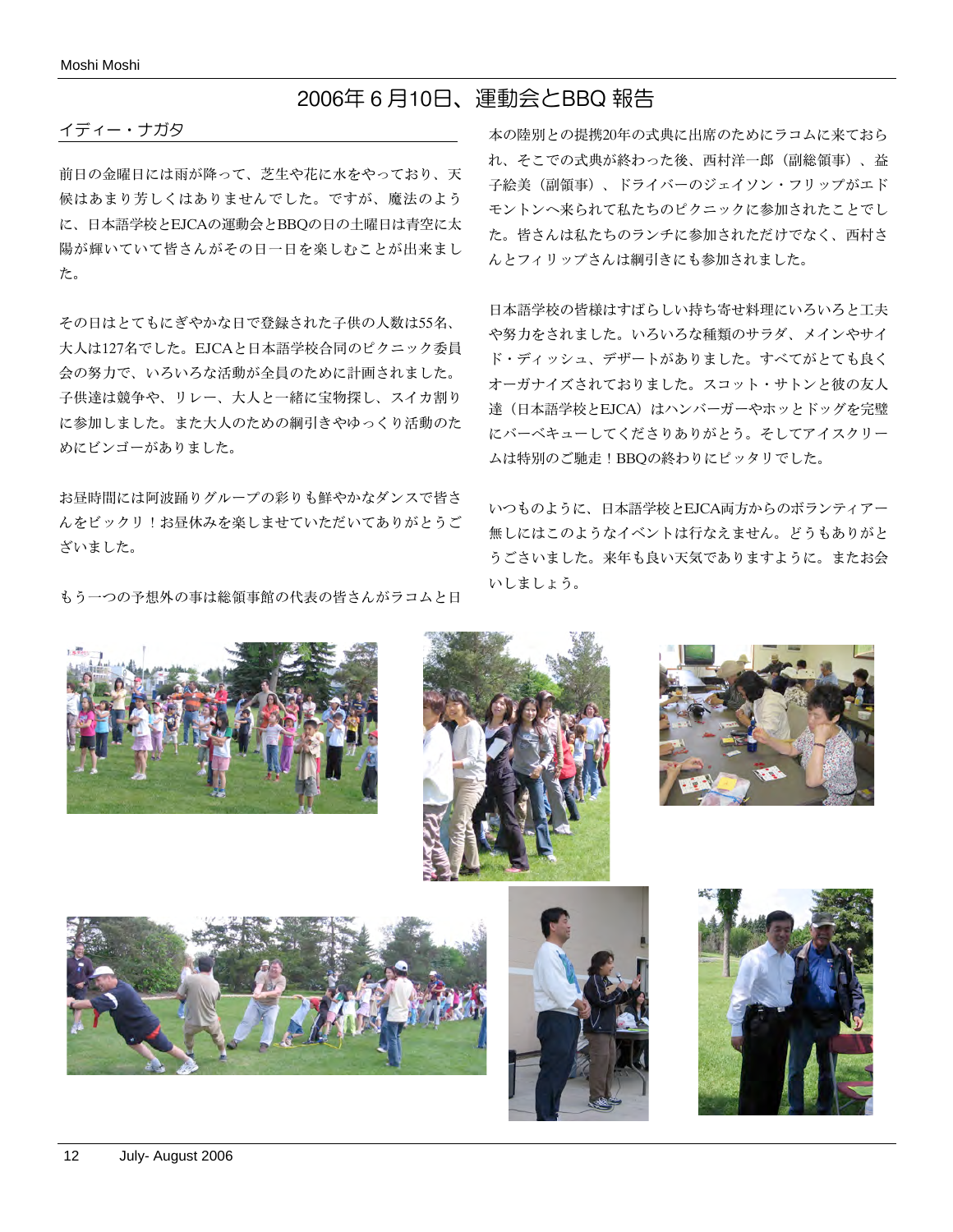# 2006年６月10日、運動会とBBQ 報告

イディー・ナガタ

前日の金曜日には雨が降って、芝生や花に水をやっており、天候はあまり芳しくはありませんでした。ですが、魔法のように、日本語学校とEJCAの運動会とBBQの日の土曜日は青空に太陽が輝いていて皆さんがその日一日を楽しむことが出来ました。

その日はとてもにぎやかな日で登録された子供の人数は55名、大人は127名でした。EJCAと日本語学校合同のピクニック委員会の努力で、いろいろな活動が全員のために計画されました。子供達は競争や、リレー、大人と一緒に宝物探し、スイカ割りに参加しました。また大人のための綱引きやゆっくり活動のためにビンゴーがありました。

お昼時間には阿波踊りグループの彩りも鮮やかなダンスで皆さんをビックリ！お昼休みを楽しませていただいてありがとうございました。

もう一つの予想外の事は総領事館の代表の皆さんがラコムと日本の陸別との提携20年の式典に出席のためにラコムに来ておられ、そこでの式典が終わった後、西村洋一郎（副総領事）、益子絵美（副領事）、ドライバーのジェイソン・フリップがエドモントンへ来られて私たちのピクニックに参加されたことでした。皆さんは私たちのランチに参加されただけでなく、西村さんとフィリップさんは綱引きにも参加されました。

日本語学校の皆様はすばらしい持ち寄せ料理にいろいろと工夫や努力をされました。いろいろな種類のサラダ、メインやサイド・ディッシュ、デザートがありました。すべてがとても良くオーガナイズされておりました。スコット・サトンと彼の友人達（日本語学校とEJCA）はハンバーガーやホッとドッグを完璧にバーベキューしてくださりありがとう。そしてアイスクリームは特別のご馳走！BBQの終わりにピッタリでした。

いつものように、日本語学校とEJCA両方からのボランティアー無しにはこのようなイベントは行なえません。どうもありがとうございました。来年も良い天気でありますように。またお会いしましょう。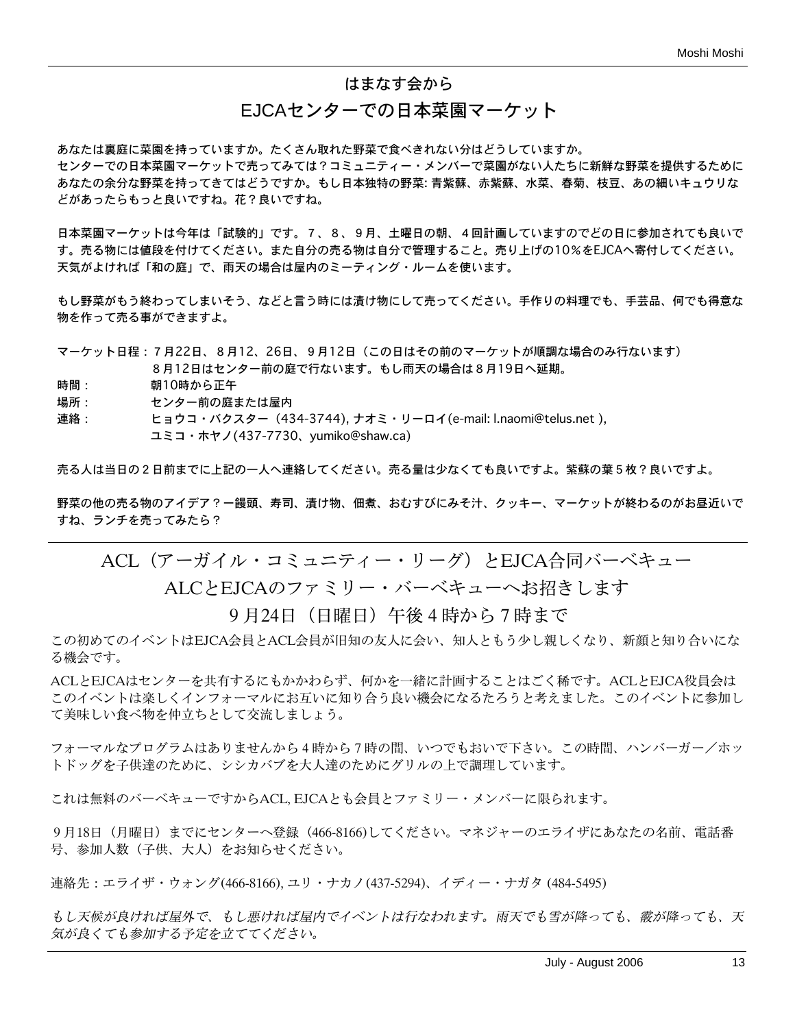## はまなす会から

## EJCAセンターでの日本菜園マーケット

あなたは裏庭に菜園を持っていますか。たくさん取れた野菜で食べきれない分はどうしていますか。
センターでの日本菜園マーケットで売ってみては？コミュニティー・メンバーで菜園がない人たちに新鮮な野菜を提供するためにあなたの余分な野菜を持ってきてはどうですか。もし日本独特の野菜: 青紫蘇、赤紫蘇、水菜、春菊、枝豆、あの細いキュウリなどがあったらもっと良いですね。花？良いですね。

日本菜園マーケットは今年は「試験的」です。７、８、９月、土曜日の朝、４回計画していますのでどの日に参加されても良いです。売る物には値段を付けてください。また自分の売る物は自分で管理すること。売り上げの10％をEJCAへ寄付してください。天気がよければ「和の庭」で、雨天の場合は屋内のミーティング・ルームを使います。

もし野菜がもう終わってしまいそう、などと言う時には漬け物にして売ってください。手作りの料理でも、手芸品、何でも得意な物を作って売る事ができますよ。

マーケット日程：７月22日、８月12、26日、９月12日（この日はその前のマーケットが順調な場合のみ行ないます）
８月12日はセンター前の庭で行ないます。もし雨天の場合は８月19日へ延期。
時間：　朝10時から正午
場所：　センター前の庭または屋内
連絡：　ヒョウコ・バクスター（434-3744), ナオミ・リーロイ(e-mail: l.naomi@telus.net ),
ユミコ・ホヤノ(437-7730、yumiko@shaw.ca)

売る人は当日の２日前までに上記の一人へ連絡してください。売る量は少なくても良いですよ。紫蘇の葉５枚？良いですよ。

野菜の他の売る物のアイデア？ー饅頭、寿司、漬け物、佃煮、おむすびにみそ汁、クッキー、マーケットが終わるのがお昼近いですね、ランチを売ってみたら？

---

## ACL（アーガイル・コミュニティー・リーグ）とEJCA合同バーベキュー

## ALCとEJCAのファミリー・バーベキューへお招きします

## ９月24日（日曜日）午後４時から７時まで

この初めてのイベントはEJCA会員とACL会員が旧知の友人に会い、知人ともう少し親しくなり、新顔と知り合いになる機会です。

ACLとEJCAはセンターを共有するにもかかわらず、何かを一緒に計画することはごく稀です。ACLとEJCA役員会はこのイベントは楽しくインフォーマルにお互いに知り合う良い機会になるたろうと考えました。このイベントに参加して美味しい食べ物を仲立ちとして交流しましょう。

フォーマルなプログラムはありませんから４時から７時の間、いつでもおいで下さい。この時間、ハンバーガー／ホットドッグを子供達のために、シシカバブを大人達のためにグリルの上で調理しています。

これは無料のバーベキューですからACL, EJCAとも会員とファミリー・メンバーに限られます。

９月18日（月曜日）までにセンターへ登録（466-8166)してください。マネジャーのエライザにあなたの名前、電話番号、参加人数（子供、大人）をお知らせください。

連絡先：エライザ・ウォング(466-8166), ユリ・ナカノ(437-5294)、イディー・ナガタ (484-5495)

*もし天候が良ければ屋外で、もし悪ければ屋内でイベントは行なわれます。雨天でも雪が降っても、霰が降っても、天気が良くても参加する予定を立ててください。*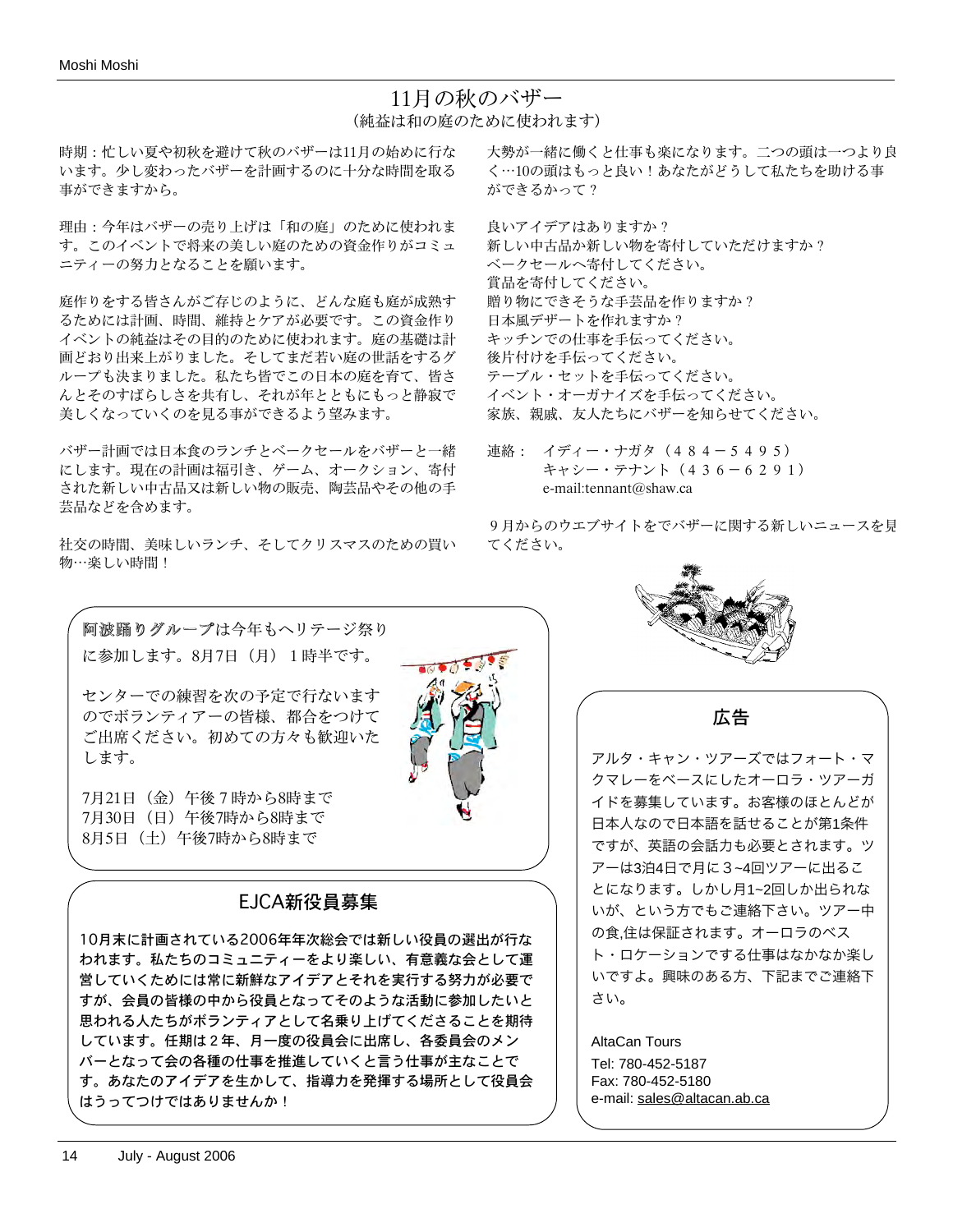# 11月の秋のバザー

（純益は和の庭のために使われます）

時期：忙しい夏や初秋を避けて秋のバザーは11月の始めに行ないます。少し変わったバザーを計画するのに十分な時間を取る事ができますから。

理由：今年はバザーの売り上げは「和の庭」のために使われます。このイベントで将来の美しい庭のための資金作りがコミュニティーの努力となることを願います。

庭作りをする皆さんがご存じのように、どんな庭も庭が成熟するためには計画、時間、維持とケアが必要です。この資金作りイベントの純益はその目的のために使われます。庭の基礎は計画どおり出来上がりました。そしてまだ若い庭の世話をするグループも決まりました。私たち皆でこの日本の庭を育て、皆さんとそのすばらしさを共有し、それが年とともにもっと静寂で美しくなっていくのを見る事ができるよう望みます。

バザー計画では日本食のランチとベークセールをバザーと一緒にします。現在の計画は福引き、ゲーム、オークション、寄付された新しい中古品又は新しい物の販売、陶芸品やその他の手芸品などを含めます。

社交の時間、美味しいランチ、そしてクリスマスのための買い物…楽しい時間！

大勢が一緒に働くと仕事も楽になります。二つの頭は一つより良く…10の頭はもっと良い！あなたがどうして私たちを助ける事ができるかって？

良いアイデアはありますか？
新しい中古品か新しい物を寄付していただけますか？
ベークセールへ寄付してください。
賞品を寄付してください。
贈り物にできそうな手芸品を作りますか？
日本風デザートを作れますか？
キッチンでの仕事を手伝ってください。
後片付けを手伝ってください。
テーブル・セットを手伝ってください。
イベント・オーガナイズを手伝ってください。
家族、親戚、友人たちにバザーを知らせてください。

連絡：　イディー・ナガタ（４８４－５４９５）
　　　　キャシー・テナント（４３６－６２９１）
　　　　e-mail:tennant@shaw.ca

９月からのウエブサイトをでバザーに関する新しいニュースを見てください。

阿波踊りグループは今年もヘリテージ祭りに参加します。8月7日（月）１時半です。

センターでの練習を次の予定で行ないますのでボランティアーの皆様、都合をつけてご出席ください。初めての方々も歓迎いたします。

7月21日（金）午後７時から8時まで
7月30日（日）午後7時から8時まで
8月5日（土）午後7時から8時まで

## EJCA新役員募集

10月末に計画されている2006年年次総会では新しい役員の選出が行なわれます。私たちのコミュニティーをより楽しい、有意義な会として運営していくためには常に新鮮なアイデアとそれを実行する努力が必要ですが、会員の皆様の中から役員となってそのような活動に参加したいと思われる人たちがボランティアとして名乗り上げてくださることを期待しています。任期は２年、月一度の役員会に出席し、各委員会のメンバーとなって会の各種の仕事を推進していくと言う仕事が主なことです。あなたのアイデアを生かして、指導力を発揮する場所として役員会はうってつけではありませんか！

## 広告

アルタ・キャン・ツアーズではフォート・マクマレーをベースにしたオーロラ・ツアーガイドを募集しています。お客様のほとんどが日本人なので日本語を話せることが第1条件ですが、英語の会話力も必要とされます。ツアーは3泊4日で月に３~4回ツアーに出ることになります。しかし月1~2回しか出られないが、という方でもご連絡下さい。ツアー中の食,住は保証されます。オーロラのベスト・ロケーションでする仕事はなかなか楽しいですよ。興味のある方、下記までご連絡下さい。

AltaCan Tours
Tel: 780-452-5187
Fax: 780-452-5180
e-mail: sales@altacan.ab.ca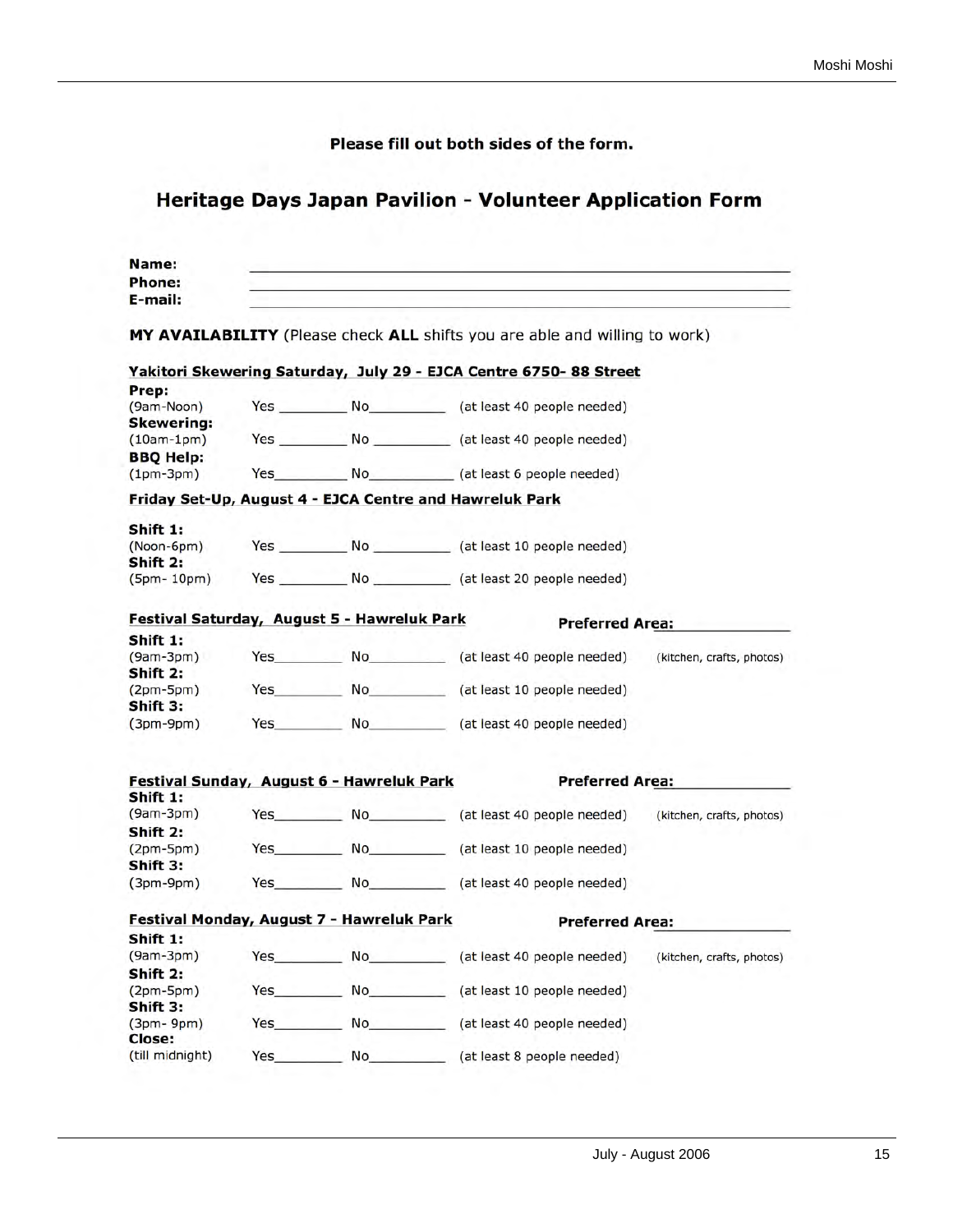**Please fill out both sides of the form.**

# Heritage Days Japan Pavilion - Volunteer Application Form

**Name:** ______________________________________________

**Phone:** ______________________________________________

**E-mail:** ______________________________________________

**MY AVAILABILITY** (Please check **ALL** shifts you are able and willing to work)

**Yakitori Skewering Saturday, July 29 - EJCA Centre 6750- 88 Street**

**Prep:**
(9am-Noon) Yes ________ No________ (at least 40 people needed)

**Skewering:**
(10am-1pm) Yes ________ No ________ (at least 40 people needed)

**BBQ Help:**
(1pm-3pm) Yes________ No__________ (at least 6 people needed)

**Friday Set-Up, August 4 - EJCA Centre and Hawreluk Park**

**Shift 1:**
(Noon-6pm) Yes ________ No ________ (at least 10 people needed)

**Shift 2:**
(5pm- 10pm) Yes ________ No ________ (at least 20 people needed)

**Festival Saturday, August 5 - Hawreluk Park** — **Preferred Area:** ____________ (kitchen, crafts, photos)

**Shift 1:**
(9am-3pm) Yes________ No________ (at least 40 people needed)

**Shift 2:**
(2pm-5pm) Yes________ No________ (at least 10 people needed)

**Shift 3:**
(3pm-9pm) Yes________ No________ (at least 40 people needed)

**Festival Sunday, August 6 - Hawreluk Park** — **Preferred Area:** ____________ (kitchen, crafts, photos)

**Shift 1:**
(9am-3pm) Yes________ No________ (at least 40 people needed)

**Shift 2:**
(2pm-5pm) Yes________ No________ (at least 10 people needed)

**Shift 3:**
(3pm-9pm) Yes________ No________ (at least 40 people needed)

**Festival Monday, August 7 - Hawreluk Park** — **Preferred Area:** ____________ (kitchen, crafts, photos)

**Shift 1:**
(9am-3pm) Yes________ No________ (at least 40 people needed)

**Shift 2:**
(2pm-5pm) Yes________ No________ (at least 10 people needed)

**Shift 3:**
(3pm- 9pm) Yes________ No________ (at least 40 people needed)

**Close:**
(till midnight) Yes________ No________ (at least 8 people needed)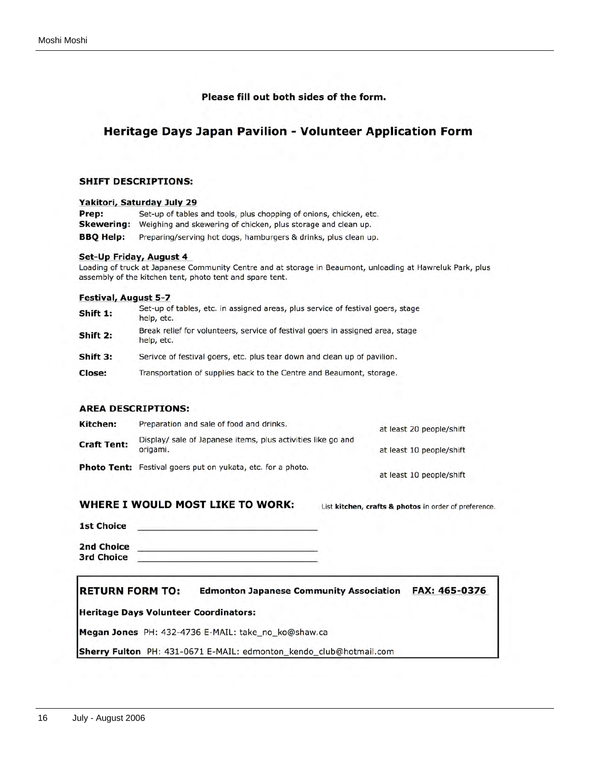**Please fill out both sides of the form.**

# Heritage Days Japan Pavilion - Volunteer Application Form

## SHIFT DESCRIPTIONS:

### Yakitori, Saturday July 29

**Prep:** Set-up of tables and tools, plus chopping of onions, chicken, etc.

**Skewering:** Weighing and skewering of chicken, plus storage and clean up.

**BBQ Help:** Preparing/serving hot dogs, hamburgers & drinks, plus clean up.

### Set-Up Friday, August 4

Loading of truck at Japanese Community Centre and at storage in Beaumont, unloading at Hawreluk Park, plus assembly of the kitchen tent, photo tent and spare tent.

### Festival, August 5-7

**Shift 1:** Set-up of tables, etc. in assigned areas, plus service of festival goers, stage help, etc.

**Shift 2:** Break relief for volunteers, service of festival goers in assigned area, stage help, etc.

**Shift 3:** Serivce of festival goers, etc. plus tear down and clean up of pavilion.

**Close:** Transportation of supplies back to the Centre and Beaumont, storage.

## AREA DESCRIPTIONS:

| | | |
|---|---|---|
| **Kitchen:** | Preparation and sale of food and drinks. | at least 20 people/shift |
| **Craft Tent:** | Display/ sale of Japanese items, plus activities like go and origami. | at least 10 people/shift |
| **Photo Tent:** | Festival goers put on yukata, etc. for a photo. | at least 10 people/shift |

## WHERE I WOULD MOST LIKE TO WORK:

List **kitchen, crafts & photos** in order of preference.

**1st Choice** \_\_\_\_\_\_\_\_\_\_\_\_\_\_\_\_\_\_\_\_\_\_\_\_\_\_\_\_\_\_

**2nd Choice** \_\_\_\_\_\_\_\_\_\_\_\_\_\_\_\_\_\_\_\_\_\_\_\_\_\_\_\_\_\_

**3rd Choice** \_\_\_\_\_\_\_\_\_\_\_\_\_\_\_\_\_\_\_\_\_\_\_\_\_\_\_\_\_\_

**RETURN FORM TO:** **Edmonton Japanese Community Association** **FAX: 465-0376**

**Heritage Days Volunteer Coordinators:**

**Megan Jones** PH: 432-4736 E-MAIL: take_no_ko@shaw.ca

**Sherry Fulton** PH: 431-0671 E-MAIL: edmonton_kendo_club@hotmail.com